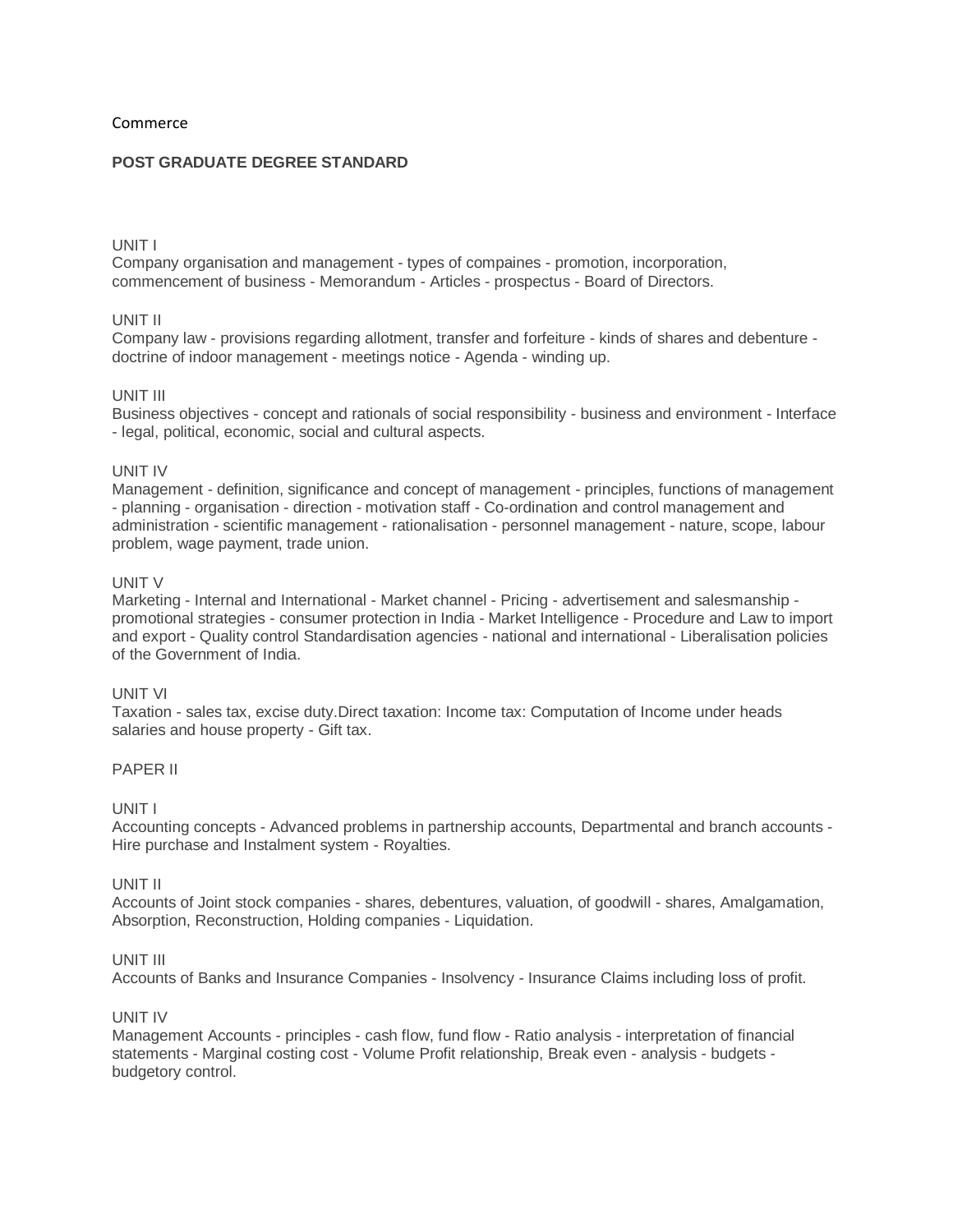Commerce

**POST GRADUATE DEGREE STANDARD**

UNIT I
Company organisation and management - types of compaines - promotion, incorporation, commencement of business - Memorandum - Articles - prospectus - Board of Directors.

UNIT II
Company law - provisions regarding allotment, transfer and forfeiture - kinds of shares and debenture - doctrine of indoor management - meetings notice - Agenda - winding up.

UNIT III
Business objectives - concept and rationals of social responsibility - business and environment - Interface - legal, political, economic, social and cultural aspects.

UNIT IV
Management - definition, significance and concept of management - principles, functions of management - planning - organisation - direction - motivation staff - Co-ordination and control management and administration - scientific management - rationalisation - personnel management - nature, scope, labour problem, wage payment, trade union.

UNIT V
Marketing - Internal and International - Market channel - Pricing - advertisement and salesmanship - promotional strategies - consumer protection in India - Market Intelligence - Procedure and Law to import and export - Quality control Standardisation agencies - national and international - Liberalisation policies of the Government of India.

UNIT VI
Taxation - sales tax, excise duty.Direct taxation: Income tax: Computation of Income under heads salaries and house property - Gift tax.

PAPER II

UNIT I
Accounting concepts - Advanced problems in partnership accounts, Departmental and branch accounts - Hire purchase and Instalment system - Royalties.

UNIT II
Accounts of Joint stock companies - shares, debentures, valuation, of goodwill - shares, Amalgamation, Absorption, Reconstruction, Holding companies - Liquidation.

UNIT III
Accounts of Banks and Insurance Companies - Insolvency - Insurance Claims including loss of profit.

UNIT IV
Management Accounts - principles - cash flow, fund flow - Ratio analysis - interpretation of financial statements - Marginal costing cost - Volume Profit relationship, Break even - analysis - budgets - budgetory control.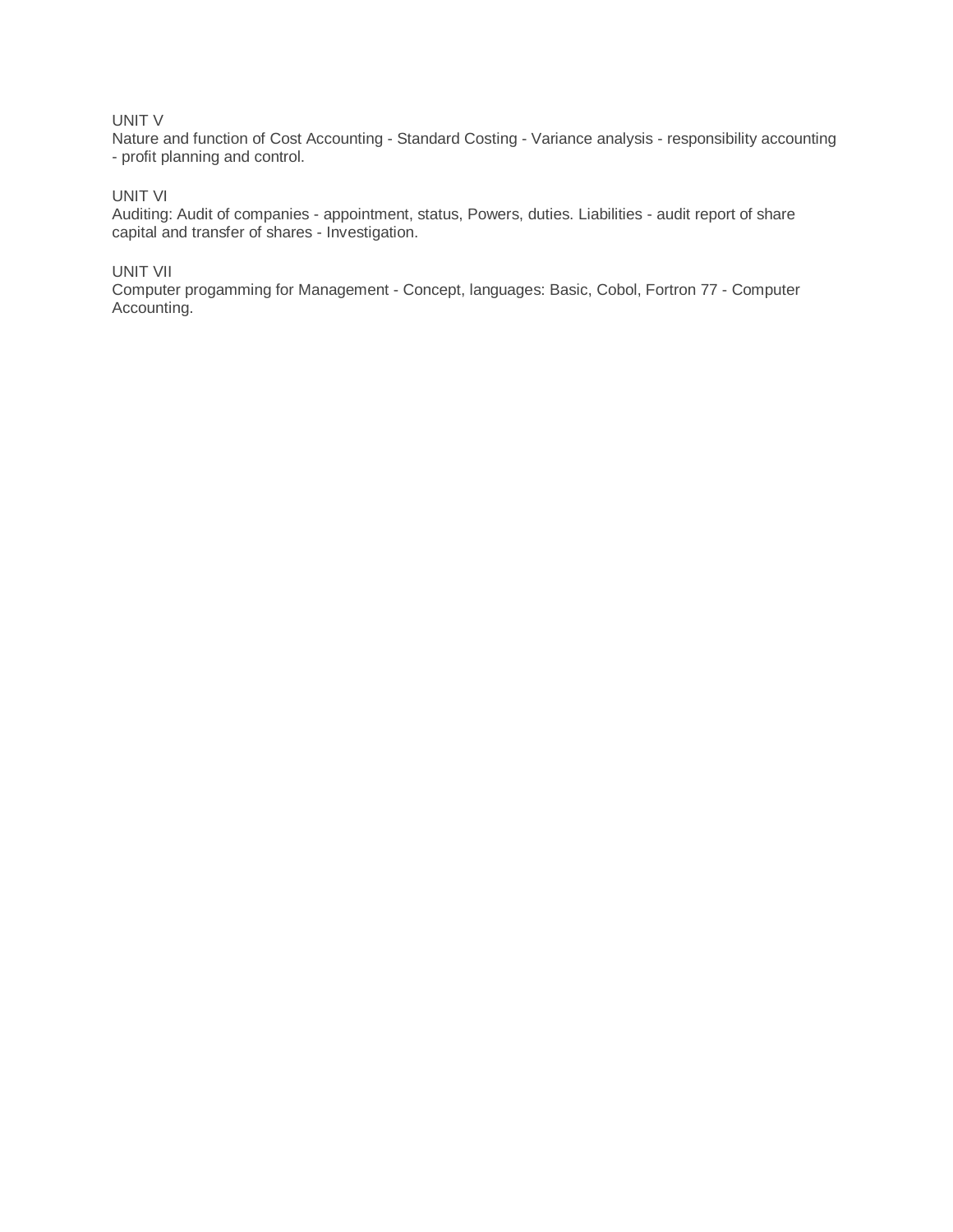UNIT V
Nature and function of Cost Accounting - Standard Costing - Variance analysis - responsibility accounting - profit planning and control.

UNIT VI
Auditing: Audit of companies - appointment, status, Powers, duties. Liabilities - audit report of share capital and transfer of shares - Investigation.

UNIT VII
Computer progamming for Management - Concept, languages: Basic, Cobol, Fortron 77 - Computer Accounting.